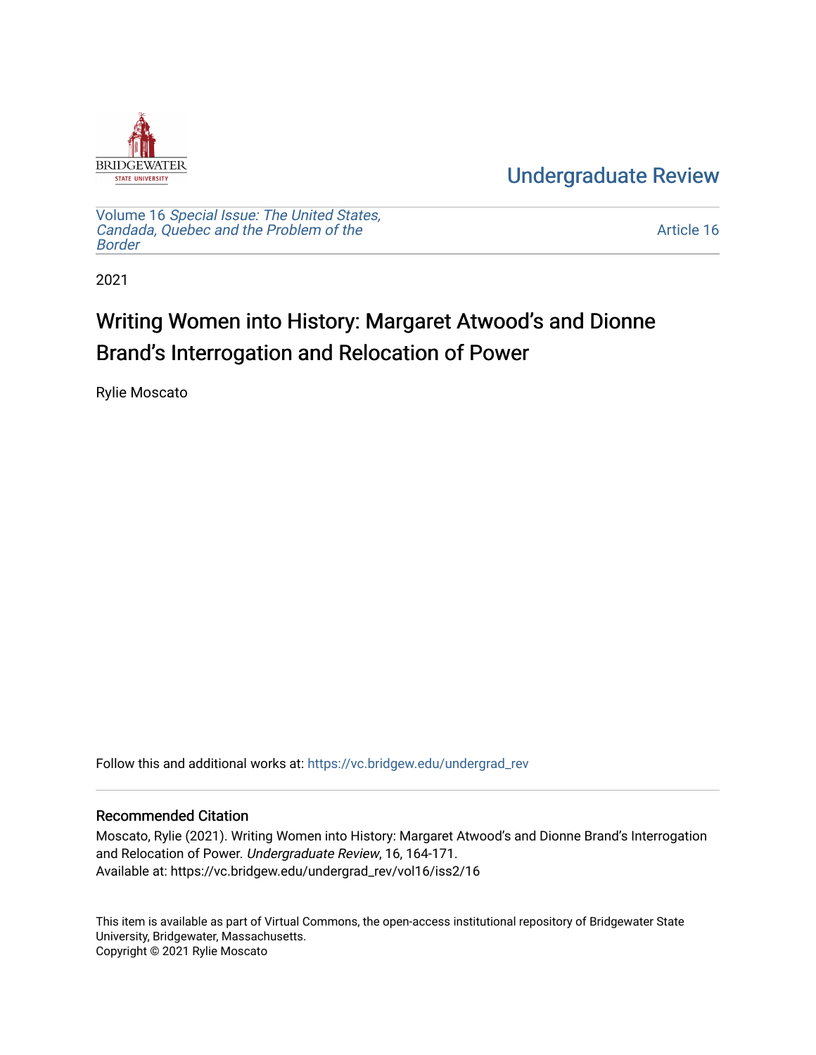Undergraduate Review

Volume 16 *Special Issue: The United States, Candada, Quebec and the Problem of the Border*

Article 16

2021

# Writing Women into History: Margaret Atwood's and Dionne Brand's Interrogation and Relocation of Power

Rylie Moscato

Follow this and additional works at: https://vc.bridgew.edu/undergrad_rev

## Recommended Citation

Moscato, Rylie (2021). Writing Women into History: Margaret Atwood's and Dionne Brand's Interrogation and Relocation of Power. *Undergraduate Review*, 16, 164-171.
Available at: https://vc.bridgew.edu/undergrad_rev/vol16/iss2/16

This item is available as part of Virtual Commons, the open-access institutional repository of Bridgewater State University, Bridgewater, Massachusetts.
Copyright © 2021 Rylie Moscato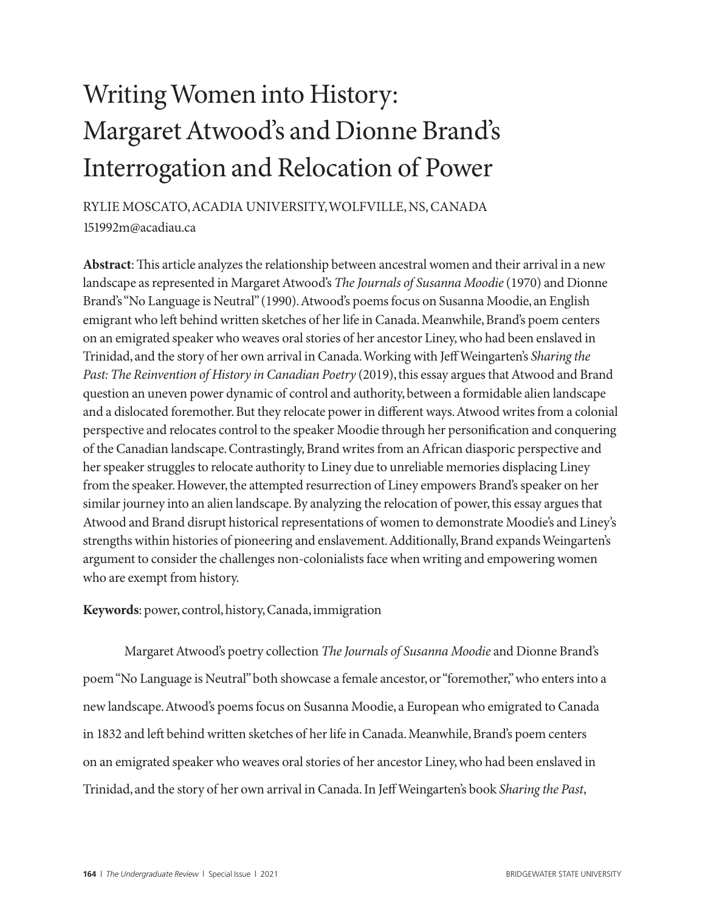# Writing Women into History: Margaret Atwood's and Dionne Brand's Interrogation and Relocation of Power

RYLIE MOSCATO, ACADIA UNIVERSITY, WOLFVILLE, NS, CANADA
151992m@acadiau.ca

**Abstract**: This article analyzes the relationship between ancestral women and their arrival in a new landscape as represented in Margaret Atwood's *The Journals of Susanna Moodie* (1970) and Dionne Brand's "No Language is Neutral" (1990). Atwood's poems focus on Susanna Moodie, an English emigrant who left behind written sketches of her life in Canada. Meanwhile, Brand's poem centers on an emigrated speaker who weaves oral stories of her ancestor Liney, who had been enslaved in Trinidad, and the story of her own arrival in Canada. Working with Jeff Weingarten's *Sharing the Past: The Reinvention of History in Canadian Poetry* (2019), this essay argues that Atwood and Brand question an uneven power dynamic of control and authority, between a formidable alien landscape and a dislocated foremother. But they relocate power in different ways. Atwood writes from a colonial perspective and relocates control to the speaker Moodie through her personification and conquering of the Canadian landscape. Contrastingly, Brand writes from an African diasporic perspective and her speaker struggles to relocate authority to Liney due to unreliable memories displacing Liney from the speaker. However, the attempted resurrection of Liney empowers Brand's speaker on her similar journey into an alien landscape. By analyzing the relocation of power, this essay argues that Atwood and Brand disrupt historical representations of women to demonstrate Moodie's and Liney's strengths within histories of pioneering and enslavement. Additionally, Brand expands Weingarten's argument to consider the challenges non-colonialists face when writing and empowering women who are exempt from history.

**Keywords**: power, control, history, Canada, immigration

Margaret Atwood's poetry collection *The Journals of Susanna Moodie* and Dionne Brand's poem "No Language is Neutral" both showcase a female ancestor, or "foremother," who enters into a new landscape. Atwood's poems focus on Susanna Moodie, a European who emigrated to Canada in 1832 and left behind written sketches of her life in Canada. Meanwhile, Brand's poem centers on an emigrated speaker who weaves oral stories of her ancestor Liney, who had been enslaved in Trinidad, and the story of her own arrival in Canada. In Jeff Weingarten's book *Sharing the Past*,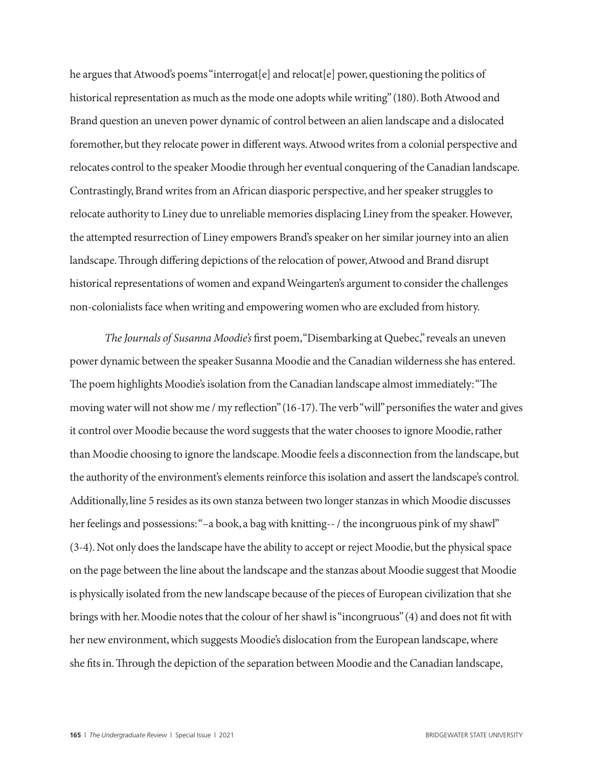he argues that Atwood's poems "interrogat[e] and relocat[e] power, questioning the politics of historical representation as much as the mode one adopts while writing" (180). Both Atwood and Brand question an uneven power dynamic of control between an alien landscape and a dislocated foremother, but they relocate power in different ways. Atwood writes from a colonial perspective and relocates control to the speaker Moodie through her eventual conquering of the Canadian landscape. Contrastingly, Brand writes from an African diasporic perspective, and her speaker struggles to relocate authority to Liney due to unreliable memories displacing Liney from the speaker. However, the attempted resurrection of Liney empowers Brand's speaker on her similar journey into an alien landscape. Through differing depictions of the relocation of power, Atwood and Brand disrupt historical representations of women and expand Weingarten's argument to consider the challenges non-colonialists face when writing and empowering women who are excluded from history.

*The Journals of Susanna Moodie's* first poem, "Disembarking at Quebec," reveals an uneven power dynamic between the speaker Susanna Moodie and the Canadian wilderness she has entered. The poem highlights Moodie's isolation from the Canadian landscape almost immediately: "The moving water will not show me / my reflection" (16-17). The verb "will" personifies the water and gives it control over Moodie because the word suggests that the water chooses to ignore Moodie, rather than Moodie choosing to ignore the landscape. Moodie feels a disconnection from the landscape, but the authority of the environment's elements reinforce this isolation and assert the landscape's control. Additionally, line 5 resides as its own stanza between two longer stanzas in which Moodie discusses her feelings and possessions: "–a book, a bag with knitting-- / the incongruous pink of my shawl" (3-4). Not only does the landscape have the ability to accept or reject Moodie, but the physical space on the page between the line about the landscape and the stanzas about Moodie suggest that Moodie is physically isolated from the new landscape because of the pieces of European civilization that she brings with her. Moodie notes that the colour of her shawl is "incongruous" (4) and does not fit with her new environment, which suggests Moodie's dislocation from the European landscape, where she fits in. Through the depiction of the separation between Moodie and the Canadian landscape,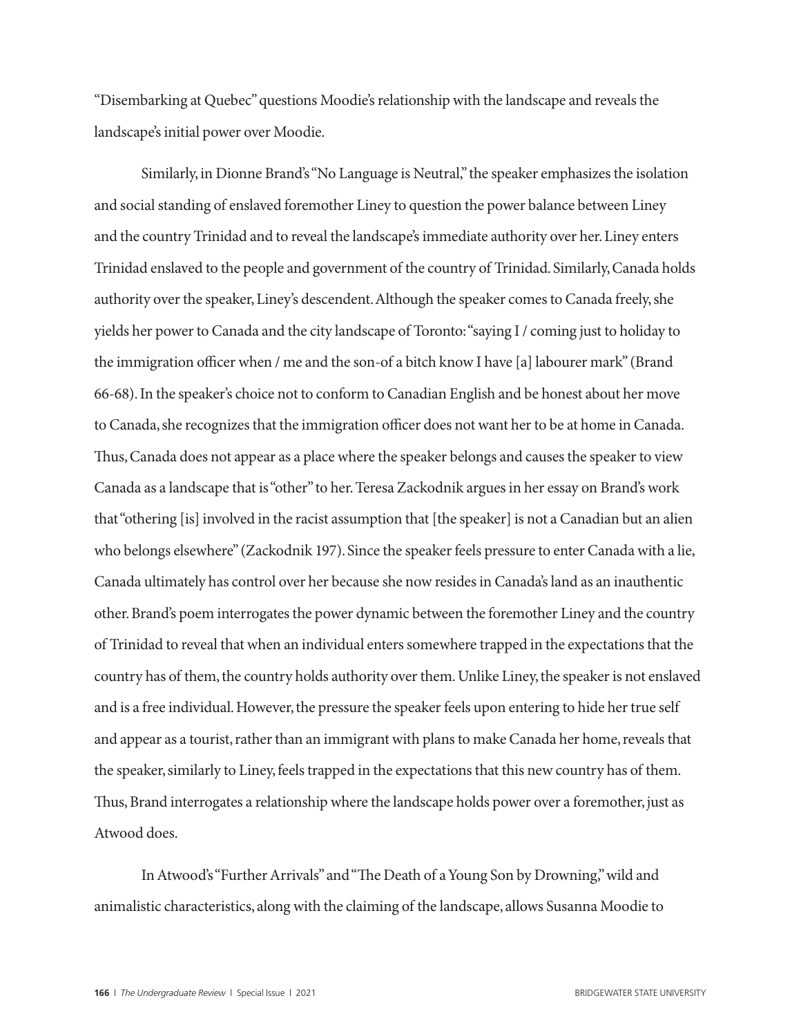"Disembarking at Quebec" questions Moodie's relationship with the landscape and reveals the landscape's initial power over Moodie.

Similarly, in Dionne Brand's "No Language is Neutral," the speaker emphasizes the isolation and social standing of enslaved foremother Liney to question the power balance between Liney and the country Trinidad and to reveal the landscape's immediate authority over her. Liney enters Trinidad enslaved to the people and government of the country of Trinidad. Similarly, Canada holds authority over the speaker, Liney's descendent. Although the speaker comes to Canada freely, she yields her power to Canada and the city landscape of Toronto: "saying I / coming just to holiday to the immigration officer when / me and the son-of a bitch know I have [a] labourer mark" (Brand 66-68). In the speaker's choice not to conform to Canadian English and be honest about her move to Canada, she recognizes that the immigration officer does not want her to be at home in Canada. Thus, Canada does not appear as a place where the speaker belongs and causes the speaker to view Canada as a landscape that is "other" to her. Teresa Zackodnik argues in her essay on Brand's work that "othering [is] involved in the racist assumption that [the speaker] is not a Canadian but an alien who belongs elsewhere" (Zackodnik 197). Since the speaker feels pressure to enter Canada with a lie, Canada ultimately has control over her because she now resides in Canada's land as an inauthentic other. Brand's poem interrogates the power dynamic between the foremother Liney and the country of Trinidad to reveal that when an individual enters somewhere trapped in the expectations that the country has of them, the country holds authority over them. Unlike Liney, the speaker is not enslaved and is a free individual. However, the pressure the speaker feels upon entering to hide her true self and appear as a tourist, rather than an immigrant with plans to make Canada her home, reveals that the speaker, similarly to Liney, feels trapped in the expectations that this new country has of them. Thus, Brand interrogates a relationship where the landscape holds power over a foremother, just as Atwood does.

In Atwood's "Further Arrivals" and "The Death of a Young Son by Drowning," wild and animalistic characteristics, along with the claiming of the landscape, allows Susanna Moodie to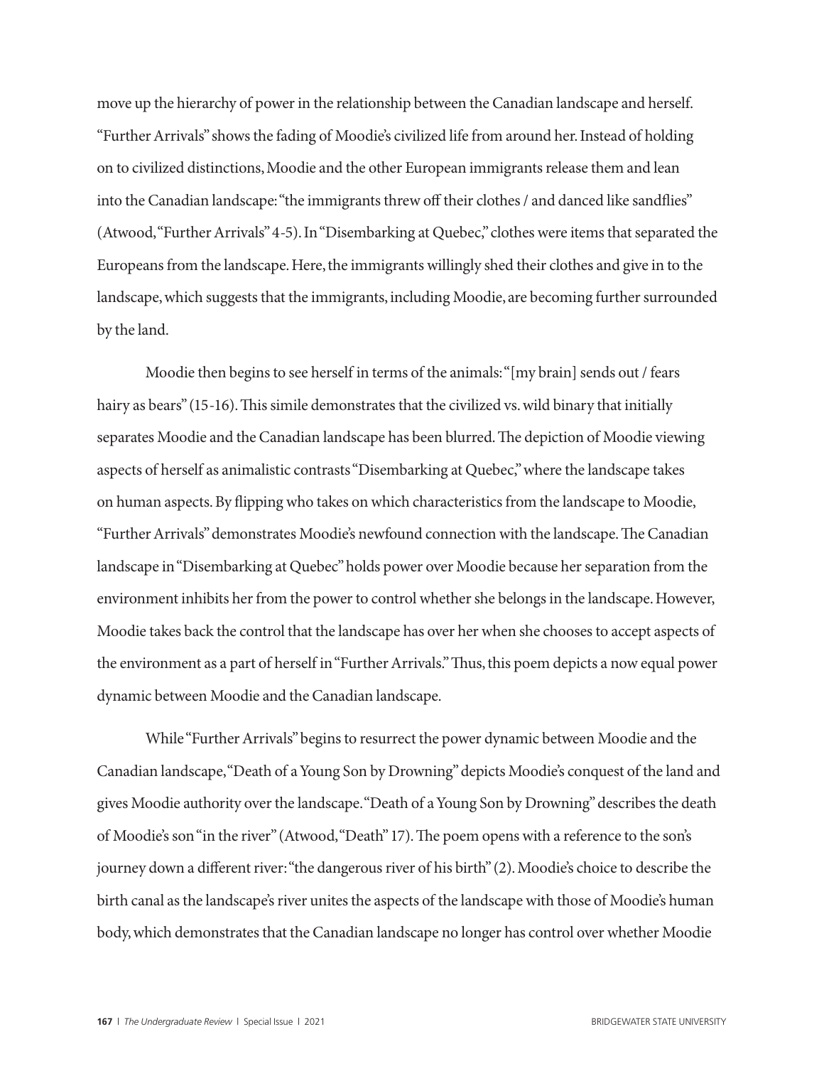move up the hierarchy of power in the relationship between the Canadian landscape and herself. "Further Arrivals" shows the fading of Moodie's civilized life from around her. Instead of holding on to civilized distinctions, Moodie and the other European immigrants release them and lean into the Canadian landscape: "the immigrants threw off their clothes / and danced like sandflies" (Atwood, "Further Arrivals" 4-5). In "Disembarking at Quebec," clothes were items that separated the Europeans from the landscape. Here, the immigrants willingly shed their clothes and give in to the landscape, which suggests that the immigrants, including Moodie, are becoming further surrounded by the land.

Moodie then begins to see herself in terms of the animals: "[my brain] sends out / fears hairy as bears" (15-16). This simile demonstrates that the civilized vs. wild binary that initially separates Moodie and the Canadian landscape has been blurred. The depiction of Moodie viewing aspects of herself as animalistic contrasts "Disembarking at Quebec," where the landscape takes on human aspects. By flipping who takes on which characteristics from the landscape to Moodie, "Further Arrivals" demonstrates Moodie's newfound connection with the landscape. The Canadian landscape in "Disembarking at Quebec" holds power over Moodie because her separation from the environment inhibits her from the power to control whether she belongs in the landscape. However, Moodie takes back the control that the landscape has over her when she chooses to accept aspects of the environment as a part of herself in "Further Arrivals." Thus, this poem depicts a now equal power dynamic between Moodie and the Canadian landscape.

While "Further Arrivals" begins to resurrect the power dynamic between Moodie and the Canadian landscape, "Death of a Young Son by Drowning" depicts Moodie's conquest of the land and gives Moodie authority over the landscape. "Death of a Young Son by Drowning" describes the death of Moodie's son "in the river" (Atwood, "Death" 17). The poem opens with a reference to the son's journey down a different river: "the dangerous river of his birth" (2). Moodie's choice to describe the birth canal as the landscape's river unites the aspects of the landscape with those of Moodie's human body, which demonstrates that the Canadian landscape no longer has control over whether Moodie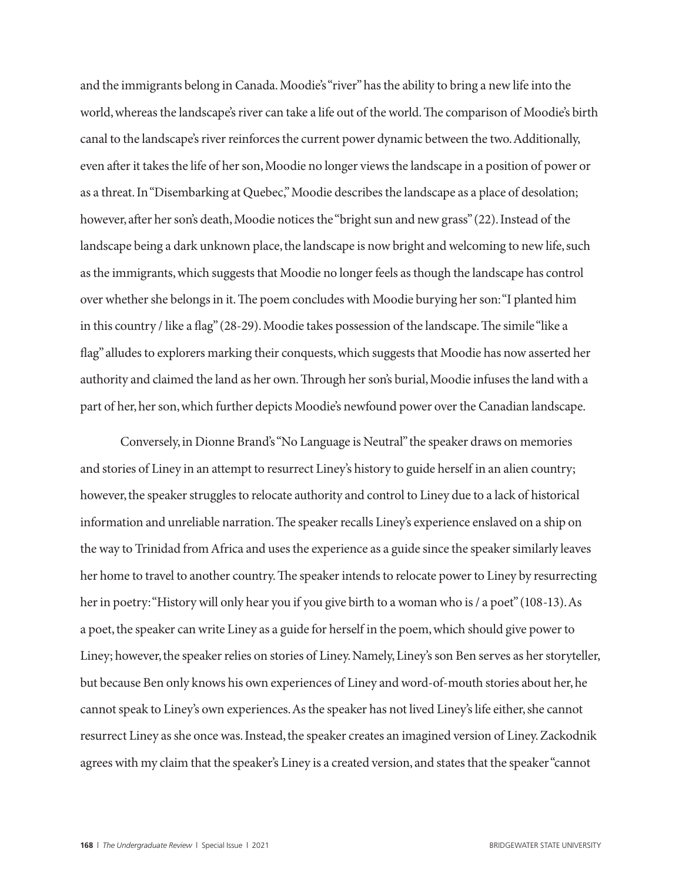and the immigrants belong in Canada. Moodie's "river" has the ability to bring a new life into the world, whereas the landscape's river can take a life out of the world. The comparison of Moodie's birth canal to the landscape's river reinforces the current power dynamic between the two. Additionally, even after it takes the life of her son, Moodie no longer views the landscape in a position of power or as a threat. In "Disembarking at Quebec," Moodie describes the landscape as a place of desolation; however, after her son's death, Moodie notices the "bright sun and new grass" (22). Instead of the landscape being a dark unknown place, the landscape is now bright and welcoming to new life, such as the immigrants, which suggests that Moodie no longer feels as though the landscape has control over whether she belongs in it. The poem concludes with Moodie burying her son: "I planted him in this country / like a flag" (28-29). Moodie takes possession of the landscape. The simile "like a flag" alludes to explorers marking their conquests, which suggests that Moodie has now asserted her authority and claimed the land as her own. Through her son's burial, Moodie infuses the land with a part of her, her son, which further depicts Moodie's newfound power over the Canadian landscape.

Conversely, in Dionne Brand's "No Language is Neutral" the speaker draws on memories and stories of Liney in an attempt to resurrect Liney's history to guide herself in an alien country; however, the speaker struggles to relocate authority and control to Liney due to a lack of historical information and unreliable narration. The speaker recalls Liney's experience enslaved on a ship on the way to Trinidad from Africa and uses the experience as a guide since the speaker similarly leaves her home to travel to another country. The speaker intends to relocate power to Liney by resurrecting her in poetry: "History will only hear you if you give birth to a woman who is / a poet" (108-13). As a poet, the speaker can write Liney as a guide for herself in the poem, which should give power to Liney; however, the speaker relies on stories of Liney. Namely, Liney's son Ben serves as her storyteller, but because Ben only knows his own experiences of Liney and word-of-mouth stories about her, he cannot speak to Liney's own experiences. As the speaker has not lived Liney's life either, she cannot resurrect Liney as she once was. Instead, the speaker creates an imagined version of Liney. Zackodnik agrees with my claim that the speaker's Liney is a created version, and states that the speaker "cannot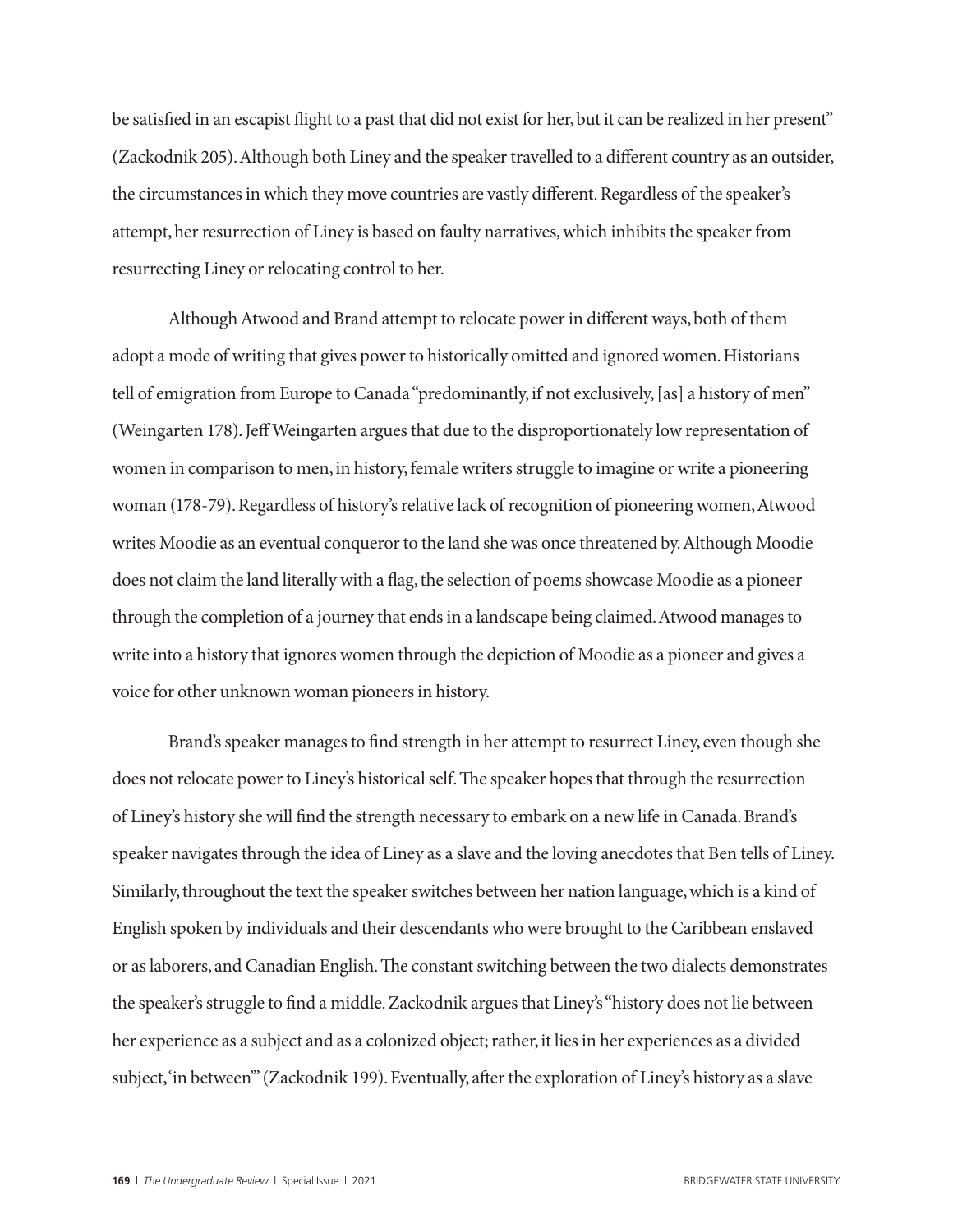be satisfied in an escapist flight to a past that did not exist for her, but it can be realized in her present" (Zackodnik 205). Although both Liney and the speaker travelled to a different country as an outsider, the circumstances in which they move countries are vastly different. Regardless of the speaker's attempt, her resurrection of Liney is based on faulty narratives, which inhibits the speaker from resurrecting Liney or relocating control to her.

Although Atwood and Brand attempt to relocate power in different ways, both of them adopt a mode of writing that gives power to historically omitted and ignored women. Historians tell of emigration from Europe to Canada "predominantly, if not exclusively, [as] a history of men" (Weingarten 178). Jeff Weingarten argues that due to the disproportionately low representation of women in comparison to men, in history, female writers struggle to imagine or write a pioneering woman (178-79). Regardless of history's relative lack of recognition of pioneering women, Atwood writes Moodie as an eventual conqueror to the land she was once threatened by. Although Moodie does not claim the land literally with a flag, the selection of poems showcase Moodie as a pioneer through the completion of a journey that ends in a landscape being claimed. Atwood manages to write into a history that ignores women through the depiction of Moodie as a pioneer and gives a voice for other unknown woman pioneers in history.

Brand's speaker manages to find strength in her attempt to resurrect Liney, even though she does not relocate power to Liney's historical self. The speaker hopes that through the resurrection of Liney's history she will find the strength necessary to embark on a new life in Canada. Brand's speaker navigates through the idea of Liney as a slave and the loving anecdotes that Ben tells of Liney. Similarly, throughout the text the speaker switches between her nation language, which is a kind of English spoken by individuals and their descendants who were brought to the Caribbean enslaved or as laborers, and Canadian English. The constant switching between the two dialects demonstrates the speaker's struggle to find a middle. Zackodnik argues that Liney's "history does not lie between her experience as a subject and as a colonized object; rather, it lies in her experiences as a divided subject, 'in between'" (Zackodnik 199). Eventually, after the exploration of Liney's history as a slave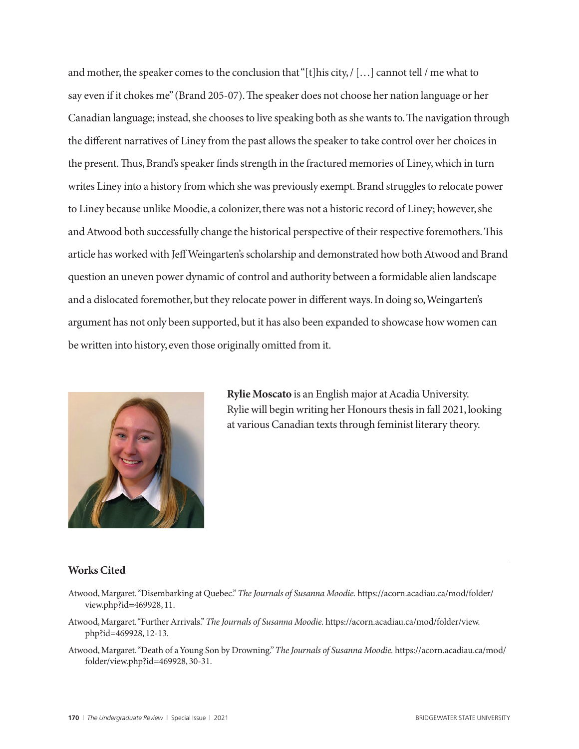and mother, the speaker comes to the conclusion that "[t]his city, / [...] cannot tell / me what to say even if it chokes me" (Brand 205-07). The speaker does not choose her nation language or her Canadian language; instead, she chooses to live speaking both as she wants to. The navigation through the different narratives of Liney from the past allows the speaker to take control over her choices in the present. Thus, Brand's speaker finds strength in the fractured memories of Liney, which in turn writes Liney into a history from which she was previously exempt. Brand struggles to relocate power to Liney because unlike Moodie, a colonizer, there was not a historic record of Liney; however, she and Atwood both successfully change the historical perspective of their respective foremothers. This article has worked with Jeff Weingarten's scholarship and demonstrated how both Atwood and Brand question an uneven power dynamic of control and authority between a formidable alien landscape and a dislocated foremother, but they relocate power in different ways. In doing so, Weingarten's argument has not only been supported, but it has also been expanded to showcase how women can be written into history, even those originally omitted from it.

**Rylie Moscato** is an English major at Acadia University. Rylie will begin writing her Honours thesis in fall 2021, looking at various Canadian texts through feminist literary theory.

## Works Cited

Atwood, Margaret. "Disembarking at Quebec." *The Journals of Susanna Moodie.* https://acorn.acadiau.ca/mod/folder/view.php?id=469928, 11.

Atwood, Margaret. "Further Arrivals." *The Journals of Susanna Moodie.* https://acorn.acadiau.ca/mod/folder/view.php?id=469928, 12-13.

Atwood, Margaret. "Death of a Young Son by Drowning." *The Journals of Susanna Moodie.* https://acorn.acadiau.ca/mod/folder/view.php?id=469928, 30-31.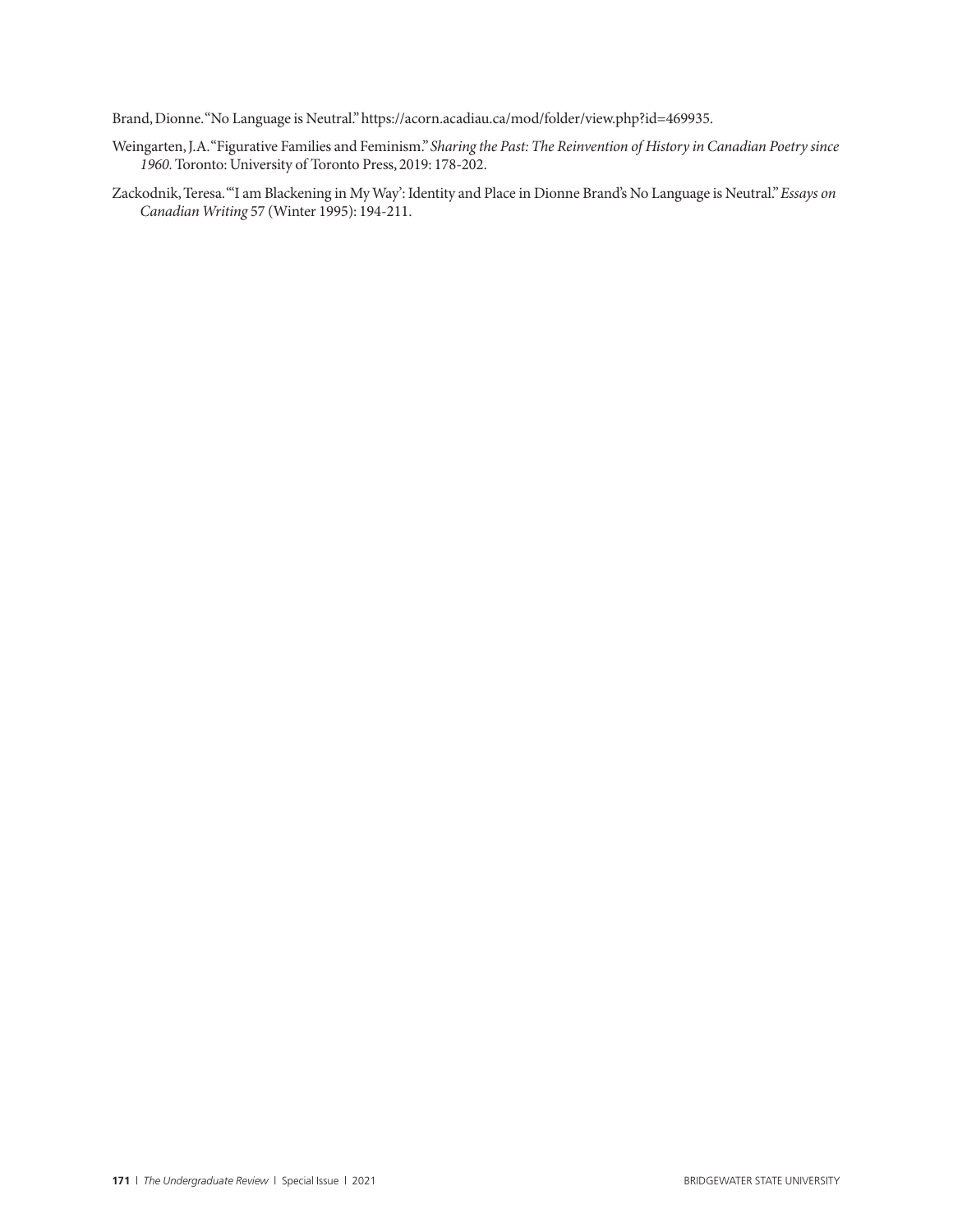Brand, Dionne. "No Language is Neutral." https://acorn.acadiau.ca/mod/folder/view.php?id=469935.

Weingarten, J.A. "Figurative Families and Feminism." *Sharing the Past: The Reinvention of History in Canadian Poetry since 1960.* Toronto: University of Toronto Press, 2019: 178-202.

Zackodnik, Teresa. "'I am Blackening in My Way': Identity and Place in Dionne Brand's No Language is Neutral." *Essays on Canadian Writing* 57 (Winter 1995): 194-211.